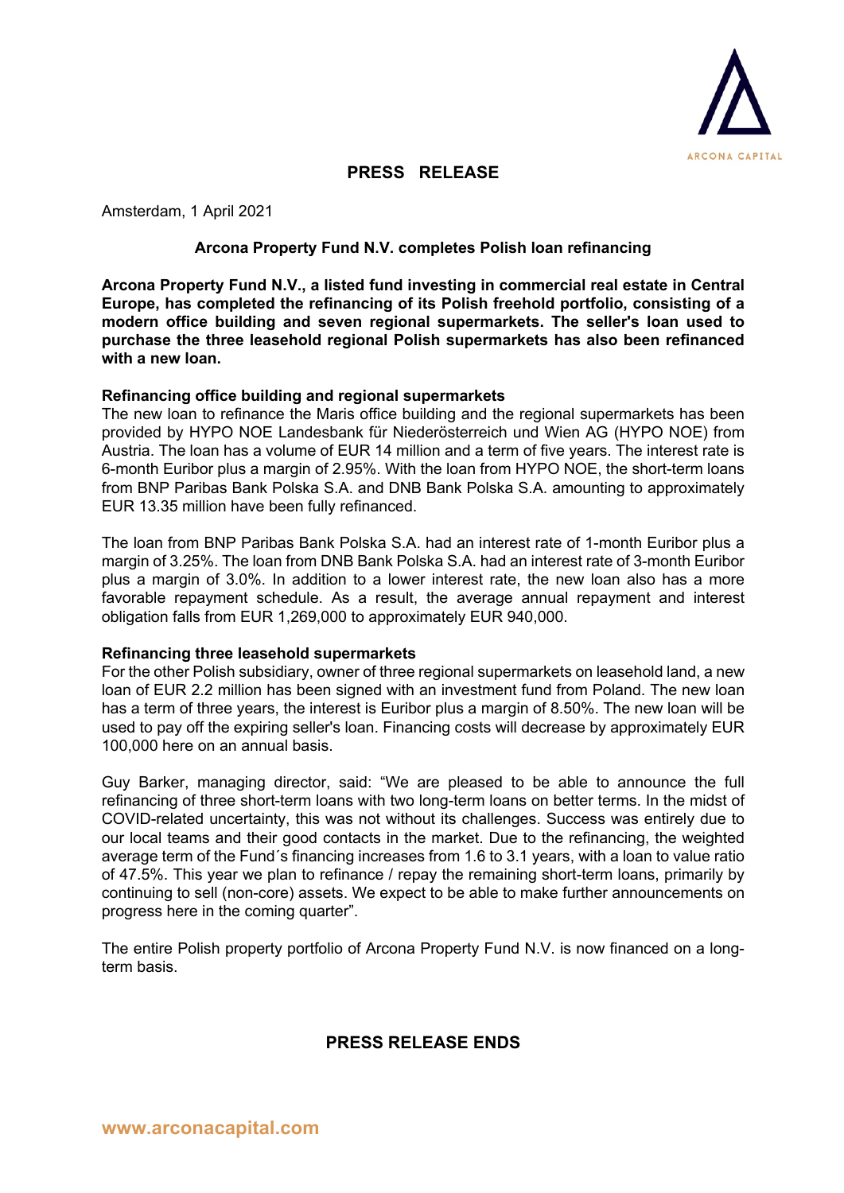ARCONA CAPITAL

# PRESS RELEASE

Amsterdam, 1 April 2021

## Arcona Property Fund N.V. completes Polish loan refinancing

**Arcona Property Fund N.V., a listed fund investing in commercial real estate in Central Europe, has completed the refinancing of its Polish freehold portfolio, consisting of a modern office building and seven regional supermarkets. The seller's loan used to purchase the three leasehold regional Polish supermarkets has also been refinanced with a new loan.**

### Refinancing office building and regional supermarkets

The new loan to refinance the Maris office building and the regional supermarkets has been provided by HYPO NOE Landesbank für Niederösterreich und Wien AG (HYPO NOE) from Austria. The loan has a volume of EUR 14 million and a term of five years. The interest rate is 6-month Euribor plus a margin of 2.95%. With the loan from HYPO NOE, the short-term loans from BNP Paribas Bank Polska S.A. and DNB Bank Polska S.A. amounting to approximately EUR 13.35 million have been fully refinanced.

The loan from BNP Paribas Bank Polska S.A. had an interest rate of 1-month Euribor plus a margin of 3.25%. The loan from DNB Bank Polska S.A. had an interest rate of 3-month Euribor plus a margin of 3.0%. In addition to a lower interest rate, the new loan also has a more favorable repayment schedule. As a result, the average annual repayment and interest obligation falls from EUR 1,269,000 to approximately EUR 940,000.

### Refinancing three leasehold supermarkets

For the other Polish subsidiary, owner of three regional supermarkets on leasehold land, a new loan of EUR 2.2 million has been signed with an investment fund from Poland. The new loan has a term of three years, the interest is Euribor plus a margin of 8.50%. The new loan will be used to pay off the expiring seller's loan. Financing costs will decrease by approximately EUR 100,000 here on an annual basis.

Guy Barker, managing director, said: "We are pleased to be able to announce the full refinancing of three short-term loans with two long-term loans on better terms. In the midst of COVID-related uncertainty, this was not without its challenges. Success was entirely due to our local teams and their good contacts in the market. Due to the refinancing, the weighted average term of the Fund´s financing increases from 1.6 to 3.1 years, with a loan to value ratio of 47.5%. This year we plan to refinance / repay the remaining short-term loans, primarily by continuing to sell (non-core) assets. We expect to be able to make further announcements on progress here in the coming quarter".

The entire Polish property portfolio of Arcona Property Fund N.V. is now financed on a long-term basis.

**PRESS RELEASE ENDS**

www.arconacapital.com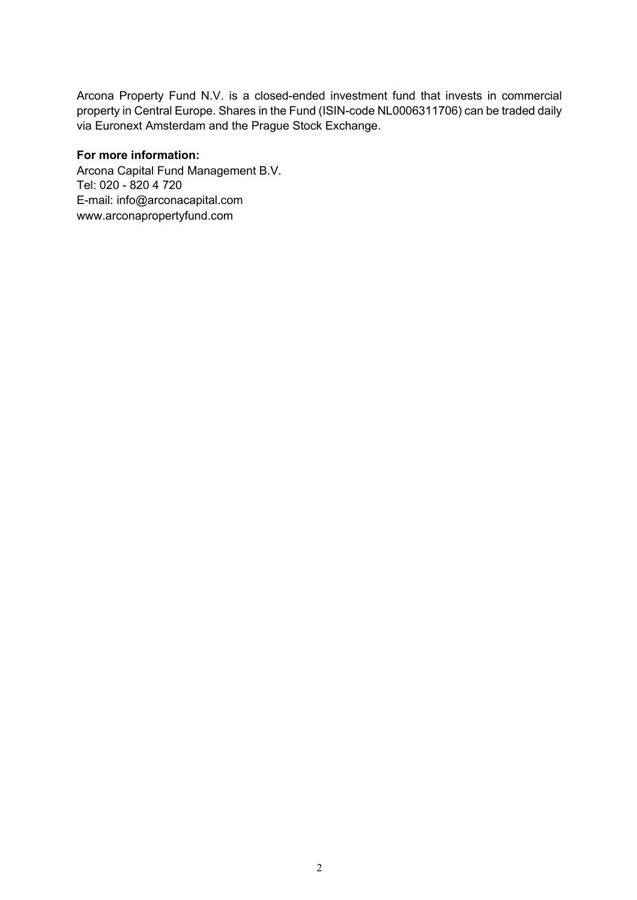Arcona Property Fund N.V. is a closed-ended investment fund that invests in commercial property in Central Europe. Shares in the Fund (ISIN-code NL0006311706) can be traded daily via Euronext Amsterdam and the Prague Stock Exchange.

**For more information:**
Arcona Capital Fund Management B.V.
Tel: 020 - 820 4 720
E-mail: info@arconacapital.com
www.arconapropertyfund.com